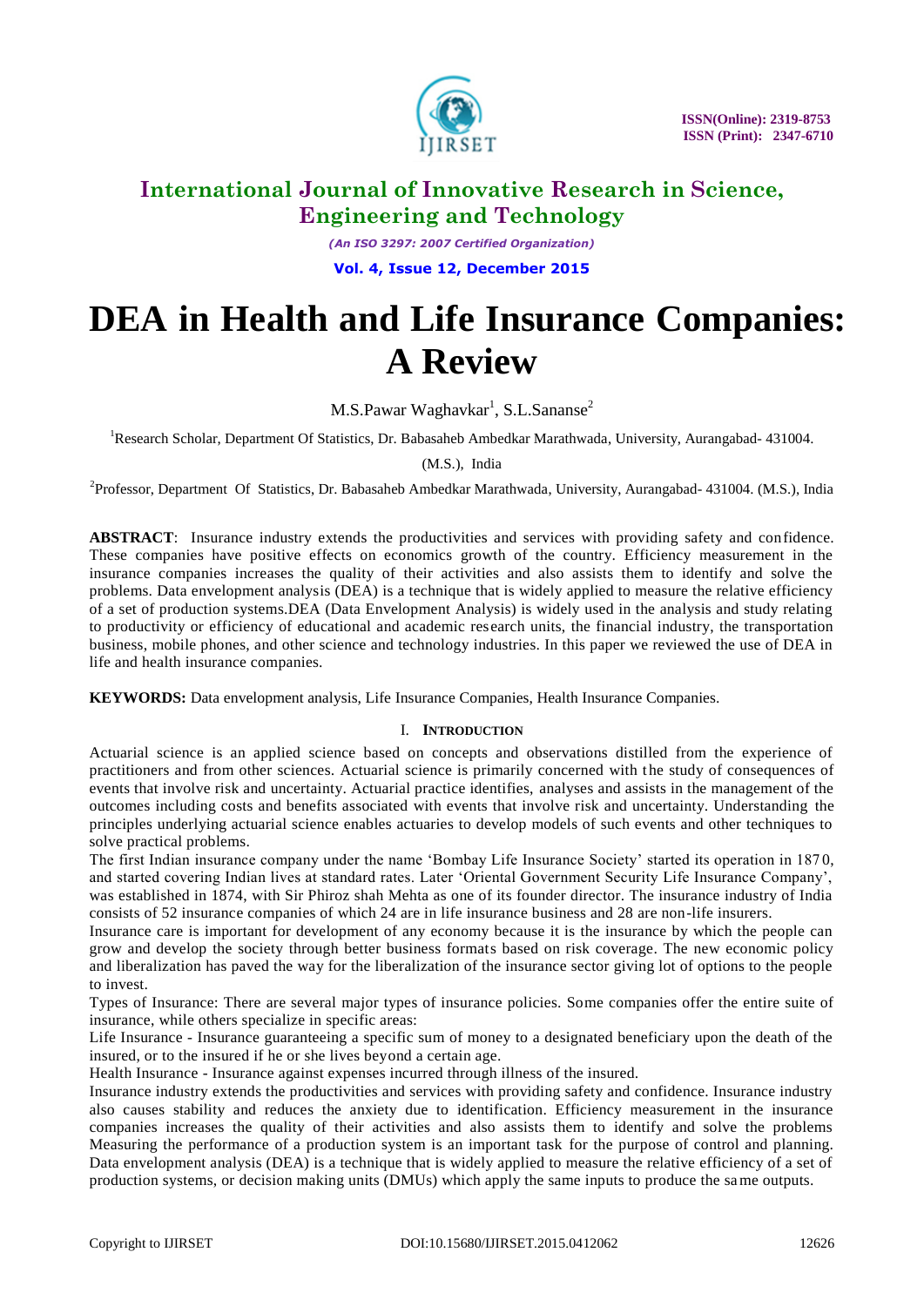# DEA in Health and Life Insurance Companies: A Review

M.S.Pawar Waghavkar[1], S.L.Sananse[2]

[1]Research Scholar, Department Of Statistics, Dr. Babasaheb Ambedkar Marathwada, University, Aurangabad- 431004. (M.S.), India

[2]Professor, Department Of Statistics, Dr. Babasaheb Ambedkar Marathwada, University, Aurangabad- 431004. (M.S.), India

**ABSTRACT**: Insurance industry extends the productivities and services with providing safety and confidence. These companies have positive effects on economics growth of the country. Efficiency measurement in the insurance companies increases the quality of their activities and also assists them to identify and solve the problems. Data envelopment analysis (DEA) is a technique that is widely applied to measure the relative efficiency of a set of production systems.DEA (Data Envelopment Analysis) is widely used in the analysis and study relating to productivity or efficiency of educational and academic research units, the financial industry, the transportation business, mobile phones, and other science and technology industries. In this paper we reviewed the use of DEA in life and health insurance companies.

**KEYWORDS:** Data envelopment analysis, Life Insurance Companies, Health Insurance Companies.

## I. Introduction

Actuarial science is an applied science based on concepts and observations distilled from the experience of practitioners and from other sciences. Actuarial science is primarily concerned with the study of consequences of events that involve risk and uncertainty. Actuarial practice identifies, analyses and assists in the management of the outcomes including costs and benefits associated with events that involve risk and uncertainty. Understanding the principles underlying actuarial science enables actuaries to develop models of such events and other techniques to solve practical problems.

The first Indian insurance company under the name 'Bombay Life Insurance Society' started its operation in 1870, and started covering Indian lives at standard rates. Later 'Oriental Government Security Life Insurance Company', was established in 1874, with Sir Phiroz shah Mehta as one of its founder director. The insurance industry of India consists of 52 insurance companies of which 24 are in life insurance business and 28 are non-life insurers.

Insurance care is important for development of any economy because it is the insurance by which the people can grow and develop the society through better business formats based on risk coverage. The new economic policy and liberalization has paved the way for the liberalization of the insurance sector giving lot of options to the people to invest.

Types of Insurance: There are several major types of insurance policies. Some companies offer the entire suite of insurance, while others specialize in specific areas:

Life Insurance - Insurance guaranteeing a specific sum of money to a designated beneficiary upon the death of the insured, or to the insured if he or she lives beyond a certain age.

Health Insurance - Insurance against expenses incurred through illness of the insured.

Insurance industry extends the productivities and services with providing safety and confidence. Insurance industry also causes stability and reduces the anxiety due to identification. Efficiency measurement in the insurance companies increases the quality of their activities and also assists them to identify and solve the problems Measuring the performance of a production system is an important task for the purpose of control and planning. Data envelopment analysis (DEA) is a technique that is widely applied to measure the relative efficiency of a set of production systems, or decision making units (DMUs) which apply the same inputs to produce the same outputs.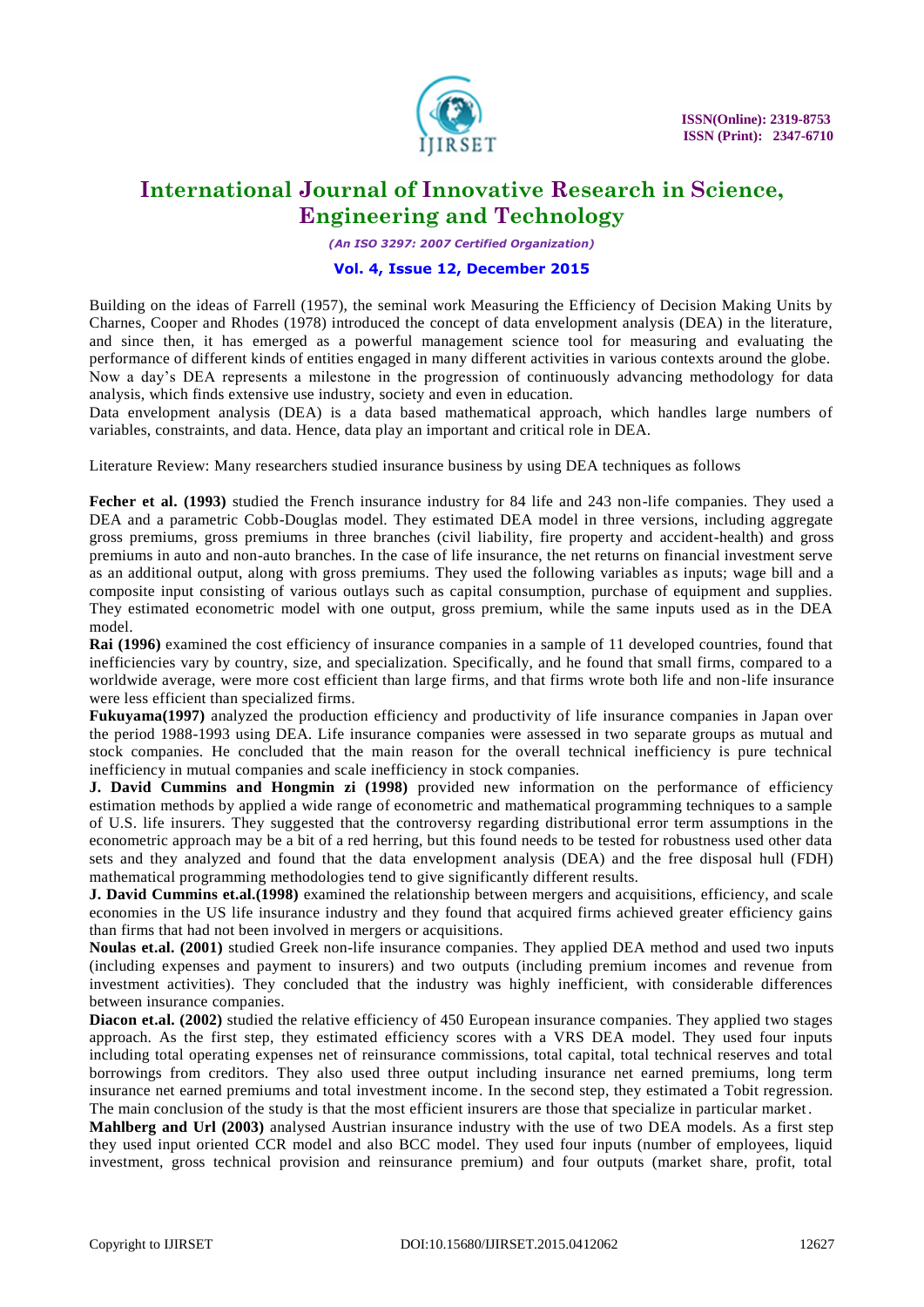Building on the ideas of Farrell (1957), the seminal work Measuring the Efficiency of Decision Making Units by Charnes, Cooper and Rhodes (1978) introduced the concept of data envelopment analysis (DEA) in the literature, and since then, it has emerged as a powerful management science tool for measuring and evaluating the performance of different kinds of entities engaged in many different activities in various contexts around the globe. Now a day's DEA represents a milestone in the progression of continuously advancing methodology for data analysis, which finds extensive use industry, society and even in education.

Data envelopment analysis (DEA) is a data based mathematical approach, which handles large numbers of variables, constraints, and data. Hence, data play an important and critical role in DEA.

Literature Review: Many researchers studied insurance business by using DEA techniques as follows

**Fecher et al. (1993)** studied the French insurance industry for 84 life and 243 non-life companies. They used a DEA and a parametric Cobb-Douglas model. They estimated DEA model in three versions, including aggregate gross premiums, gross premiums in three branches (civil liability, fire property and accident-health) and gross premiums in auto and non-auto branches. In the case of life insurance, the net returns on financial investment serve as an additional output, along with gross premiums. They used the following variables as inputs; wage bill and a composite input consisting of various outlays such as capital consumption, purchase of equipment and supplies. They estimated econometric model with one output, gross premium, while the same inputs used as in the DEA model.

**Rai (1996)** examined the cost efficiency of insurance companies in a sample of 11 developed countries, found that inefficiencies vary by country, size, and specialization. Specifically, and he found that small firms, compared to a worldwide average, were more cost efficient than large firms, and that firms wrote both life and non-life insurance were less efficient than specialized firms.

**Fukuyama(1997)** analyzed the production efficiency and productivity of life insurance companies in Japan over the period 1988-1993 using DEA. Life insurance companies were assessed in two separate groups as mutual and stock companies. He concluded that the main reason for the overall technical inefficiency is pure technical inefficiency in mutual companies and scale inefficiency in stock companies.

**J. David Cummins and Hongmin zi (1998)** provided new information on the performance of efficiency estimation methods by applied a wide range of econometric and mathematical programming techniques to a sample of U.S. life insurers. They suggested that the controversy regarding distributional error term assumptions in the econometric approach may be a bit of a red herring, but this found needs to be tested for robustness used other data sets and they analyzed and found that the data envelopment analysis (DEA) and the free disposal hull (FDH) mathematical programming methodologies tend to give significantly different results.

**J. David Cummins et.al.(1998)** examined the relationship between mergers and acquisitions, efficiency, and scale economies in the US life insurance industry and they found that acquired firms achieved greater efficiency gains than firms that had not been involved in mergers or acquisitions.

**Noulas et.al. (2001)** studied Greek non-life insurance companies. They applied DEA method and used two inputs (including expenses and payment to insurers) and two outputs (including premium incomes and revenue from investment activities). They concluded that the industry was highly inefficient, with considerable differences between insurance companies.

**Diacon et.al. (2002)** studied the relative efficiency of 450 European insurance companies. They applied two stages approach. As the first step, they estimated efficiency scores with a VRS DEA model. They used four inputs including total operating expenses net of reinsurance commissions, total capital, total technical reserves and total borrowings from creditors. They also used three output including insurance net earned premiums, long term insurance net earned premiums and total investment income. In the second step, they estimated a Tobit regression. The main conclusion of the study is that the most efficient insurers are those that specialize in particular market.

**Mahlberg and Url (2003)** analysed Austrian insurance industry with the use of two DEA models. As a first step they used input oriented CCR model and also BCC model. They used four inputs (number of employees, liquid investment, gross technical provision and reinsurance premium) and four outputs (market share, profit, total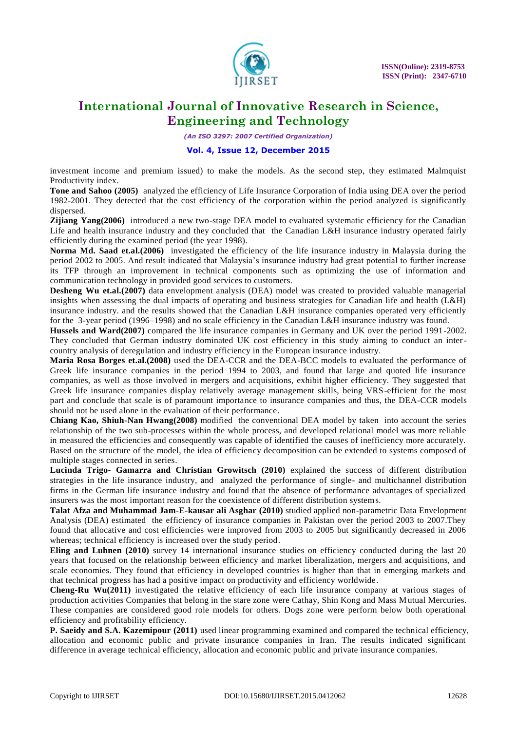investment income and premium issued) to make the models. As the second step, they estimated Malmquist Productivity index.

**Tone and Sahoo (2005)** analyzed the efficiency of Life Insurance Corporation of India using DEA over the period 1982-2001. They detected that the cost efficiency of the corporation within the period analyzed is significantly dispersed.

**Zijiang Yang(2006)** introduced a new two-stage DEA model to evaluated systematic efficiency for the Canadian Life and health insurance industry and they concluded that the Canadian L&H insurance industry operated fairly efficiently during the examined period (the year 1998).

**Norma Md. Saad et.al.(2006)** investigated the efficiency of the life insurance industry in Malaysia during the period 2002 to 2005. And result indicated that Malaysia's insurance industry had great potential to further increase its TFP through an improvement in technical components such as optimizing the use of information and communication technology in provided good services to customers.

**Desheng Wu et.al.(2007)** data envelopment analysis (DEA) model was created to provided valuable managerial insights when assessing the dual impacts of operating and business strategies for Canadian life and health (L&H) insurance industry. and the results showed that the Canadian L&H insurance companies operated very efficiently for the 3-year period (1996–1998) and no scale efficiency in the Canadian L&H insurance industry was found.

**Hussels and Ward(2007)** compared the life insurance companies in Germany and UK over the period 1991-2002. They concluded that German industry dominated UK cost efficiency in this study aiming to conduct an inter-country analysis of deregulation and industry efficiency in the European insurance industry.

**Maria Rosa Borges et.al.(2008)** used the DEA-CCR and the DEA-BCC models to evaluated the performance of Greek life insurance companies in the period 1994 to 2003, and found that large and quoted life insurance companies, as well as those involved in mergers and acquisitions, exhibit higher efficiency. They suggested that Greek life insurance companies display relatively average management skills, being VRS-efficient for the most part and conclude that scale is of paramount importance to insurance companies and thus, the DEA-CCR models should not be used alone in the evaluation of their performance.

**Chiang Kao, Shiuh-Nan Hwang(2008)** modified the conventional DEA model by taken into account the series relationship of the two sub-processes within the whole process, and developed relational model was more reliable in measured the efficiencies and consequently was capable of identified the causes of inefficiency more accurately. Based on the structure of the model, the idea of efficiency decomposition can be extended to systems composed of multiple stages connected in series.

**Lucinda Trigo- Gamarra and Christian Growitsch (2010)** explained the success of different distribution strategies in the life insurance industry, and analyzed the performance of single- and multichannel distribution firms in the German life insurance industry and found that the absence of performance advantages of specialized insurers was the most important reason for the coexistence of different distribution systems.

**Talat Afza and Muhammad Jam-E-kausar ali Asghar (2010)** studied applied non-parametric Data Envelopment Analysis (DEA) estimated the efficiency of insurance companies in Pakistan over the period 2003 to 2007.They found that allocative and cost efficiencies were improved from 2003 to 2005 but significantly decreased in 2006 whereas; technical efficiency is increased over the study period.

**Eling and Luhnen (2010)** survey 14 international insurance studies on efficiency conducted during the last 20 years that focused on the relationship between efficiency and market liberalization, mergers and acquisitions, and scale economies. They found that efficiency in developed countries is higher than that in emerging markets and that technical progress has had a positive impact on productivity and efficiency worldwide.

**Cheng-Ru Wu(2011)** investigated the relative efficiency of each life insurance company at various stages of production activities Companies that belong in the stare zone were Cathay, Shin Kong and Mass Mutual Mercuries. These companies are considered good role models for others. Dogs zone were perform below both operational efficiency and profitability efficiency.

**P. Saeidy and S.A. Kazemipour (2011)** used linear programming examined and compared the technical efficiency, allocation and economic public and private insurance companies in Iran. The results indicated significant difference in average technical efficiency, allocation and economic public and private insurance companies.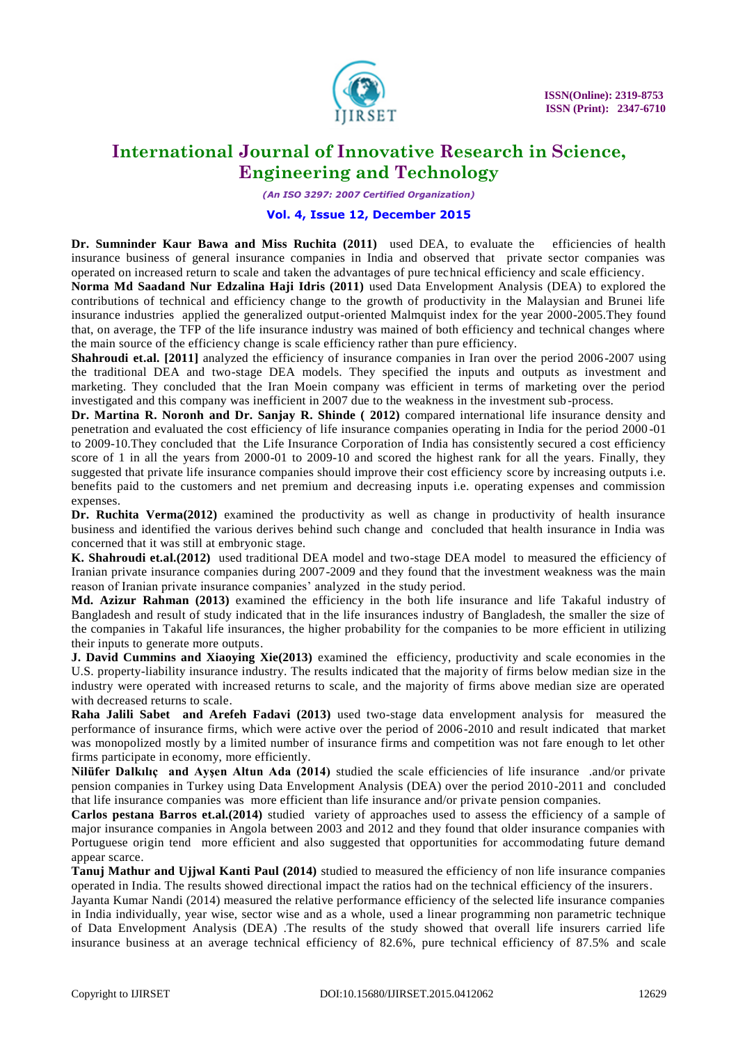**Dr. Sumninder Kaur Bawa and Miss Ruchita (2011)** used DEA, to evaluate the efficiencies of health insurance business of general insurance companies in India and observed that private sector companies was operated on increased return to scale and taken the advantages of pure technical efficiency and scale efficiency.

**Norma Md Saadand Nur Edzalina Haji Idris (2011)** used Data Envelopment Analysis (DEA) to explored the contributions of technical and efficiency change to the growth of productivity in the Malaysian and Brunei life insurance industries applied the generalized output-oriented Malmquist index for the year 2000-2005.They found that, on average, the TFP of the life insurance industry was mained of both efficiency and technical changes where the main source of the efficiency change is scale efficiency rather than pure efficiency.

**Shahroudi et.al. [2011]** analyzed the efficiency of insurance companies in Iran over the period 2006-2007 using the traditional DEA and two-stage DEA models. They specified the inputs and outputs as investment and marketing. They concluded that the Iran Moein company was efficient in terms of marketing over the period investigated and this company was inefficient in 2007 due to the weakness in the investment sub-process.

**Dr. Martina R. Noronh and Dr. Sanjay R. Shinde ( 2012)** compared international life insurance density and penetration and evaluated the cost efficiency of life insurance companies operating in India for the period 2000-01 to 2009-10.They concluded that the Life Insurance Corporation of India has consistently secured a cost efficiency score of 1 in all the years from 2000-01 to 2009-10 and scored the highest rank for all the years. Finally, they suggested that private life insurance companies should improve their cost efficiency score by increasing outputs i.e. benefits paid to the customers and net premium and decreasing inputs i.e. operating expenses and commission expenses.

**Dr. Ruchita Verma(2012)** examined the productivity as well as change in productivity of health insurance business and identified the various derives behind such change and concluded that health insurance in India was concerned that it was still at embryonic stage.

**K. Shahroudi et.al.(2012)** used traditional DEA model and two-stage DEA model to measured the efficiency of Iranian private insurance companies during 2007-2009 and they found that the investment weakness was the main reason of Iranian private insurance companies' analyzed in the study period.

**Md. Azizur Rahman (2013)** examined the efficiency in the both life insurance and life Takaful industry of Bangladesh and result of study indicated that in the life insurances industry of Bangladesh, the smaller the size of the companies in Takaful life insurances, the higher probability for the companies to be more efficient in utilizing their inputs to generate more outputs.

**J. David Cummins and Xiaoying Xie(2013)** examined the efficiency, productivity and scale economies in the U.S. property-liability insurance industry. The results indicated that the majority of firms below median size in the industry were operated with increased returns to scale, and the majority of firms above median size are operated with decreased returns to scale.

**Raha Jalili Sabet and Arefeh Fadavi (2013)** used two-stage data envelopment analysis for measured the performance of insurance firms, which were active over the period of 2006-2010 and result indicated that market was monopolized mostly by a limited number of insurance firms and competition was not fare enough to let other firms participate in economy, more efficiently.

**Nilüfer Dalkılıç and Ayşen Altun Ada (2014)** studied the scale efficiencies of life insurance .and/or private pension companies in Turkey using Data Envelopment Analysis (DEA) over the period 2010-2011 and concluded that life insurance companies was more efficient than life insurance and/or private pension companies.

**Carlos pestana Barros et.al.(2014)** studied variety of approaches used to assess the efficiency of a sample of major insurance companies in Angola between 2003 and 2012 and they found that older insurance companies with Portuguese origin tend more efficient and also suggested that opportunities for accommodating future demand appear scarce.

**Tanuj Mathur and Ujjwal Kanti Paul (2014)** studied to measured the efficiency of non life insurance companies operated in India. The results showed directional impact the ratios had on the technical efficiency of the insurers.

Jayanta Kumar Nandi (2014) measured the relative performance efficiency of the selected life insurance companies in India individually, year wise, sector wise and as a whole, used a linear programming non parametric technique of Data Envelopment Analysis (DEA) .The results of the study showed that overall life insurers carried life insurance business at an average technical efficiency of 82.6%, pure technical efficiency of 87.5% and scale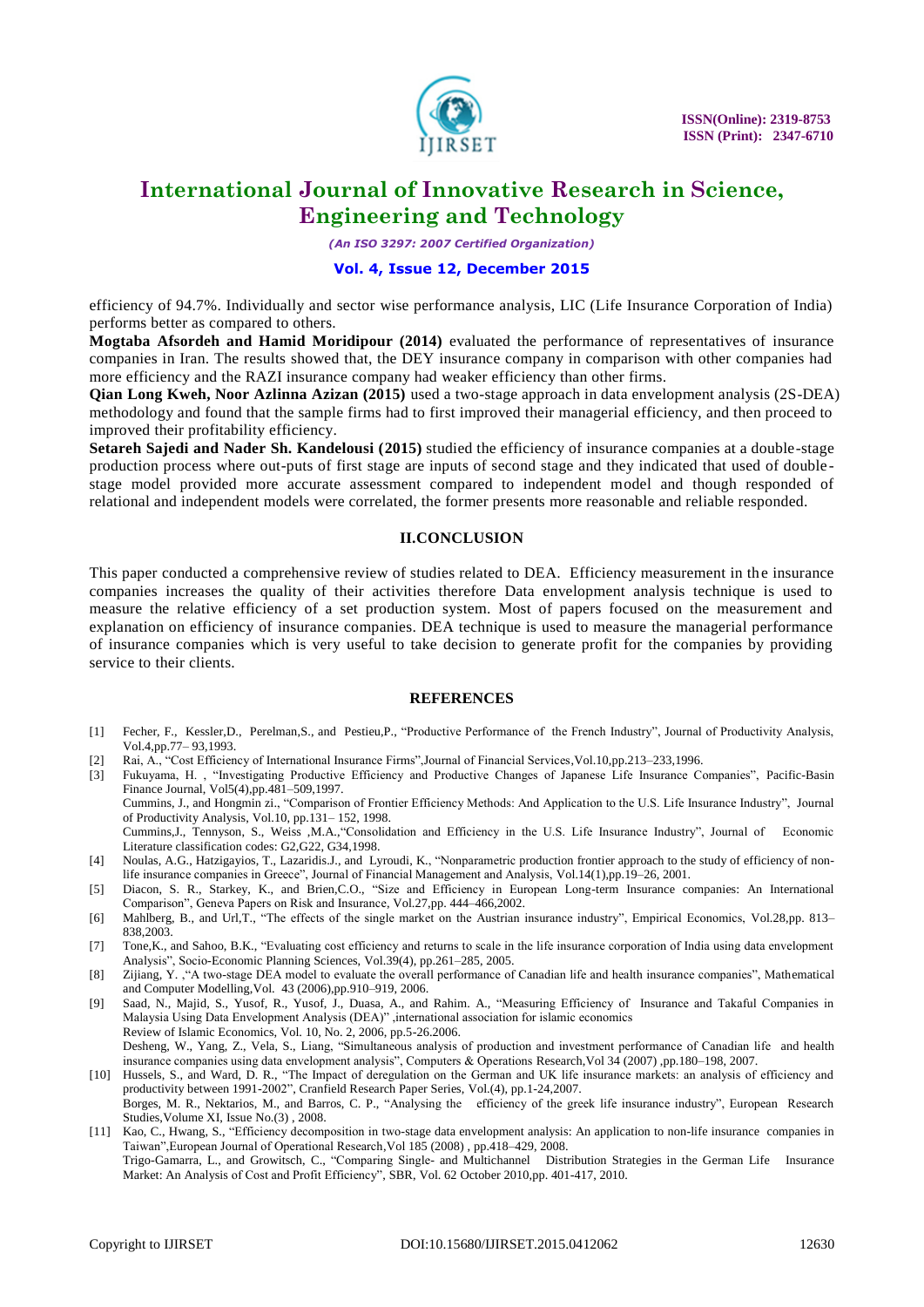efficiency of 94.7%. Individually and sector wise performance analysis, LIC (Life Insurance Corporation of India) performs better as compared to others.

**Mogtaba Afsordeh and Hamid Moridipour (2014)** evaluated the performance of representatives of insurance companies in Iran. The results showed that, the DEY insurance company in comparison with other companies had more efficiency and the RAZI insurance company had weaker efficiency than other firms.

**Qian Long Kweh, Noor Azlinna Azizan (2015)** used a two-stage approach in data envelopment analysis (2S-DEA) methodology and found that the sample firms had to first improved their managerial efficiency, and then proceed to improved their profitability efficiency.

**Setareh Sajedi and Nader Sh. Kandelousi (2015)** studied the efficiency of insurance companies at a double-stage production process where out-puts of first stage are inputs of second stage and they indicated that used of double-stage model provided more accurate assessment compared to independent model and though responded of relational and independent models were correlated, the former presents more reasonable and reliable responded.

## II.CONCLUSION

This paper conducted a comprehensive review of studies related to DEA. Efficiency measurement in the insurance companies increases the quality of their activities therefore Data envelopment analysis technique is used to measure the relative efficiency of a set production system. Most of papers focused on the measurement and explanation on efficiency of insurance companies. DEA technique is used to measure the managerial performance of insurance companies which is very useful to take decision to generate profit for the companies by providing service to their clients.

## REFERENCES

[1] Fecher, F., Kessler,D., Perelman,S., and Pestieu,P., "Productive Performance of the French Industry", Journal of Productivity Analysis, Vol.4,pp.77– 93,1993.

[2] Rai, A., "Cost Efficiency of International Insurance Firms",Journal of Financial Services,Vol.10,pp.213–233,1996.

[3] Fukuyama, H. , "Investigating Productive Efficiency and Productive Changes of Japanese Life Insurance Companies", Pacific-Basin Finance Journal, Vol5(4),pp.481–509,1997.
Cummins, J., and Hongmin zi., "Comparison of Frontier Efficiency Methods: And Application to the U.S. Life Insurance Industry", Journal of Productivity Analysis, Vol.10, pp.131– 152, 1998.
Cummins,J., Tennyson, S., Weiss ,M.A.,"Consolidation and Efficiency in the U.S. Life Insurance Industry", Journal of Economic Literature classification codes: G2,G22, G34,1998.

[4] Noulas, A.G., Hatzigayios, T., Lazaridis.J., and Lyroudi, K., "Nonparametric production frontier approach to the study of efficiency of non-life insurance companies in Greece", Journal of Financial Management and Analysis, Vol.14(1),pp.19–26, 2001.

[5] Diacon, S. R., Starkey, K., and Brien,C.O., "Size and Efficiency in European Long-term Insurance companies: An International Comparison", Geneva Papers on Risk and Insurance, Vol.27,pp. 444–466,2002.

[6] Mahlberg, B., and Url,T., "The effects of the single market on the Austrian insurance industry", Empirical Economics, Vol.28,pp. 813–838,2003.

[7] Tone,K., and Sahoo, B.K., "Evaluating cost efficiency and returns to scale in the life insurance corporation of India using data envelopment Analysis", Socio-Economic Planning Sciences, Vol.39(4), pp.261–285, 2005.

[8] Zijiang, Y. ,"A two-stage DEA model to evaluate the overall performance of Canadian life and health insurance companies", Mathematical and Computer Modelling,Vol. 43 (2006),pp.910–919, 2006.

[9] Saad, N., Majid, S., Yusof, R., Yusof, J., Duasa, A., and Rahim. A., "Measuring Efficiency of Insurance and Takaful Companies in Malaysia Using Data Envelopment Analysis (DEA)" ,international association for islamic economics
Review of Islamic Economics, Vol. 10, No. 2, 2006, pp.5-26.2006.
Desheng, W., Yang, Z., Vela, S., Liang, "Simultaneous analysis of production and investment performance of Canadian life and health insurance companies using data envelopment analysis", Computers & Operations Research,Vol 34 (2007) ,pp.180–198, 2007.

[10] Hussels, S., and Ward, D. R., "The Impact of deregulation on the German and UK life insurance markets: an analysis of efficiency and productivity between 1991-2002", Cranfield Research Paper Series, Vol.(4), pp.1-24,2007.
Borges, M. R., Nektarios, M., and Barros, C. P., "Analysing the efficiency of the greek life insurance industry", European Research Studies,Volume XI, Issue No.(3) , 2008.

[11] Kao, C., Hwang, S., "Efficiency decomposition in two-stage data envelopment analysis: An application to non-life insurance companies in Taiwan",European Journal of Operational Research,Vol 185 (2008) , pp.418–429, 2008.
Trigo-Gamarra, L., and Growitsch, C., "Comparing Single- and Multichannel Distribution Strategies in the German Life Insurance Market: An Analysis of Cost and Profit Efficiency", SBR, Vol. 62 October 2010,pp. 401-417, 2010.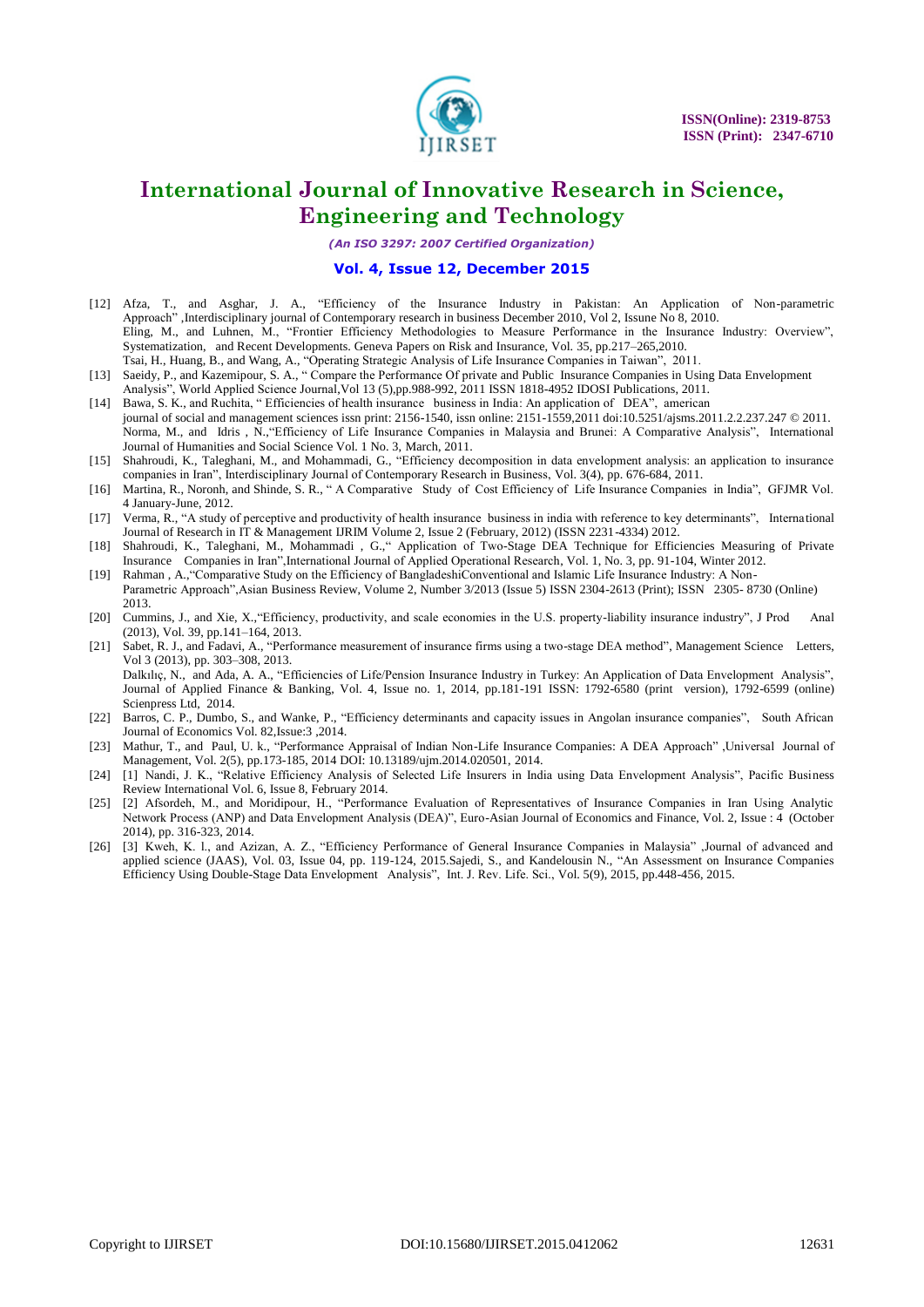[12] Afza, T., and Asghar, J. A., "Efficiency of the Insurance Industry in Pakistan: An Application of Non-parametric Approach" ,Interdisciplinary journal of Contemporary research in business December 2010, Vol 2, Issune No 8, 2010.
Eling, M., and Luhnen, M., "Frontier Efficiency Methodologies to Measure Performance in the Insurance Industry: Overview", Systematization, and Recent Developments. Geneva Papers on Risk and Insurance, Vol. 35, pp.217–265,2010.
Tsai, H., Huang, B., and Wang, A., "Operating Strategic Analysis of Life Insurance Companies in Taiwan", 2011.

[13] Saeidy, P., and Kazemipour, S. A., " Compare the Performance Of private and Public Insurance Companies in Using Data Envelopment Analysis", World Applied Science Journal,Vol 13 (5),pp.988-992, 2011 ISSN 1818-4952 IDOSI Publications, 2011.

[14] Bawa, S. K., and Ruchita, " Efficiencies of health insurance business in India: An application of DEA", american journal of social and management sciences issn print: 2156-1540, issn online: 2151-1559,2011 doi:10.5251/ajsms.2011.2.2.237.247 © 2011.
Norma, M., and Idris , N.,"Efficiency of Life Insurance Companies in Malaysia and Brunei: A Comparative Analysis", International Journal of Humanities and Social Science Vol. 1 No. 3, March, 2011.

[15] Shahroudi, K., Taleghani, M., and Mohammadi, G., "Efficiency decomposition in data envelopment analysis: an application to insurance companies in Iran", Interdisciplinary Journal of Contemporary Research in Business, Vol. 3(4), pp. 676-684, 2011.

[16] Martina, R., Noronh, and Shinde, S. R., " A Comparative Study of Cost Efficiency of Life Insurance Companies in India", GFJMR Vol. 4 January-June, 2012.

[17] Verma, R., "A study of perceptive and productivity of health insurance business in india with reference to key determinants", International Journal of Research in IT & Management IJRIM Volume 2, Issue 2 (February, 2012) (ISSN 2231-4334) 2012.

[18] Shahroudi, K., Taleghani, M., Mohammadi , G.," Application of Two-Stage DEA Technique for Efficiencies Measuring of Private Insurance Companies in Iran",International Journal of Applied Operational Research, Vol. 1, No. 3, pp. 91-104, Winter 2012.

[19] Rahman , A.,"Comparative Study on the Efficiency of BangladeshiConventional and Islamic Life Insurance Industry: A Non-Parametric Approach",Asian Business Review, Volume 2, Number 3/2013 (Issue 5) ISSN 2304-2613 (Print); ISSN 2305- 8730 (Online) 2013.

[20] Cummins, J., and Xie, X.,"Efficiency, productivity, and scale economies in the U.S. property-liability insurance industry", J Prod Anal (2013), Vol. 39, pp.141–164, 2013.

[21] Sabet, R. J., and Fadavi, A., "Performance measurement of insurance firms using a two-stage DEA method", Management Science Letters, Vol 3 (2013), pp. 303–308, 2013.
Dalkılıç, N., and Ada, A. A., "Efficiencies of Life/Pension Insurance Industry in Turkey: An Application of Data Envelopment Analysis", Journal of Applied Finance & Banking, Vol. 4, Issue no. 1, 2014, pp.181-191 ISSN: 1792-6580 (print version), 1792-6599 (online) Scienpress Ltd, 2014.

[22] Barros, C. P., Dumbo, S., and Wanke, P., "Efficiency determinants and capacity issues in Angolan insurance companies", South African Journal of Economics Vol. 82,Issue:3 ,2014.

[23] Mathur, T., and Paul, U. k., "Performance Appraisal of Indian Non-Life Insurance Companies: A DEA Approach" ,Universal Journal of Management, Vol. 2(5), pp.173-185, 2014 DOI: 10.13189/ujm.2014.020501, 2014.

[24] [1] Nandi, J. K., "Relative Efficiency Analysis of Selected Life Insurers in India using Data Envelopment Analysis", Pacific Business Review International Vol. 6, Issue 8, February 2014.

[25] [2] Afsordeh, M., and Moridipour, H., "Performance Evaluation of Representatives of Insurance Companies in Iran Using Analytic Network Process (ANP) and Data Envelopment Analysis (DEA)", Euro-Asian Journal of Economics and Finance, Vol. 2, Issue : 4 (October 2014), pp. 316-323, 2014.

[26] [3] Kweh, K. l., and Azizan, A. Z., "Efficiency Performance of General Insurance Companies in Malaysia" ,Journal of advanced and applied science (JAAS), Vol. 03, Issue 04, pp. 119-124, 2015.Sajedi, S., and Kandelousin N., "An Assessment on Insurance Companies Efficiency Using Double-Stage Data Envelopment Analysis", Int. J. Rev. Life. Sci., Vol. 5(9), 2015, pp.448-456, 2015.